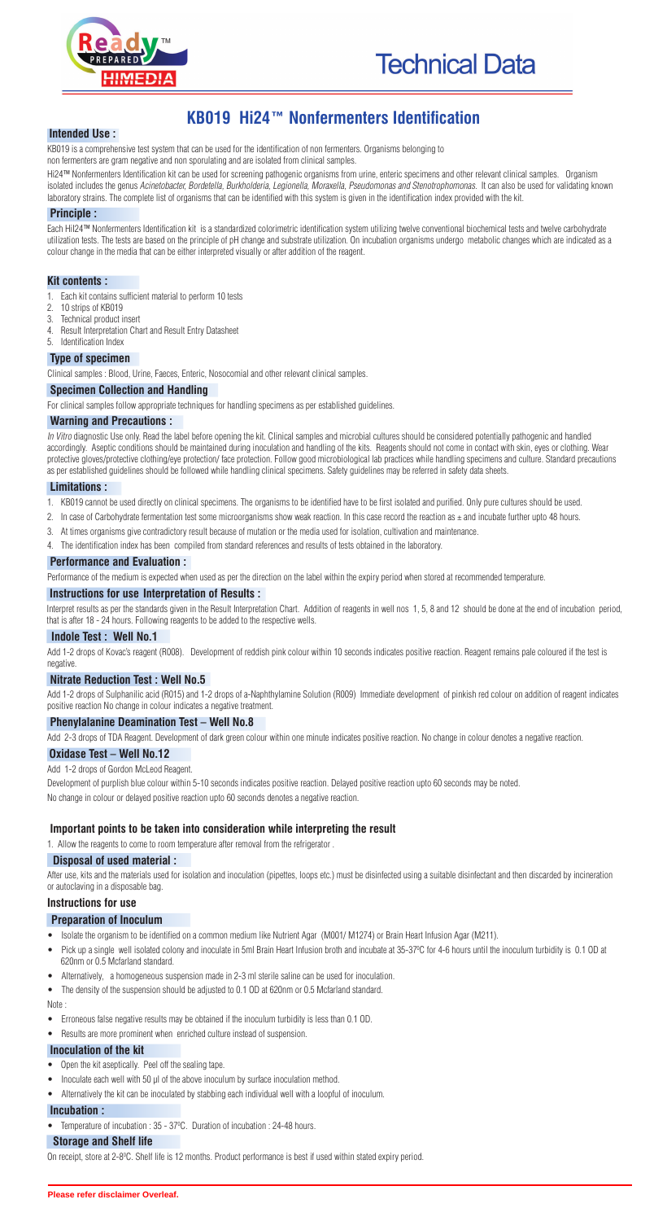# Technical Data

## KB019 Hi24™ Nonfermenters Identification

### Intended Use :

KB019 is a comprehensive test system that can be used for the identification of non fermenters. Organisms belonging to non fermenters are gram negative and non sporulating and are isolated from clinical samples.

Hi24™ Nonfermenters Identification kit can be used for screening pathogenic organisms from urine, enteric specimens and other relevant clinical samples. Organism isolated includes the genus *Acinetobacter, Bordetella, Burkholderia, Legionella, Moraxella, Pseudomonas and Stenotrophomonas.* It can also be used for validating known laboratory strains. The complete list of organisms that can be identified with this system is given in the identification index provided with the kit.

### Principle :

Each HiI24™ Nonfermenters Identification kit is a standardized colorimetric identification system utilizing twelve conventional biochemical tests and twelve carbohydrate utilization tests. The tests are based on the principle of pH change and substrate utilization. On incubation organisms undergo metabolic changes which are indicated as a colour change in the media that can be either interpreted visually or after addition of the reagent.

### Kit contents :

1. Each kit contains sufficient material to perform 10 tests
2. 10 strips of KB019
3. Technical product insert
4. Result Interpretation Chart and Result Entry Datasheet
5. Identification Index

### Type of specimen

Clinical samples : Blood, Urine, Faeces, Enteric, Nosocomial and other relevant clinical samples.

### Specimen Collection and Handling

For clinical samples follow appropriate techniques for handling specimens as per established guidelines.

### Warning and Precautions :

*In Vitro* diagnostic Use only. Read the label before opening the kit. Clinical samples and microbial cultures should be considered potentially pathogenic and handled accordingly. Aseptic conditions should be maintained during inoculation and handling of the kits. Reagents should not come in contact with skin, eyes or clothing. Wear protective gloves/protective clothing/eye protection/ face protection. Follow good microbiological lab practices while handling specimens and culture. Standard precautions as per established guidelines should be followed while handling clinical specimens. Safety guidelines may be referred in safety data sheets.

### Limitations :

1. KB019 cannot be used directly on clinical specimens. The organisms to be identified have to be first isolated and purified. Only pure cultures should be used.
2. In case of Carbohydrate fermentation test some microorganisms show weak reaction. In this case record the reaction as ± and incubate further upto 48 hours.
3. At times organisms give contradictory result because of mutation or the media used for isolation, cultivation and maintenance.
4. The identification index has been compiled from standard references and results of tests obtained in the laboratory.

### Performance and Evaluation :

Performance of the medium is expected when used as per the direction on the label within the expiry period when stored at recommended temperature.

### Instructions for use Interpretation of Results :

Interpret results as per the standards given in the Result Interpretation Chart. Addition of reagents in well nos 1, 5, 8 and 12 should be done at the end of incubation period, that is after 18 - 24 hours. Following reagents to be added to the respective wells.

### Indole Test : Well No.1

Add 1-2 drops of Kovac's reagent (R008). Development of reddish pink colour within 10 seconds indicates positive reaction. Reagent remains pale coloured if the test is negative.

### Nitrate Reduction Test : Well No.5

Add 1-2 drops of Sulphanilic acid (R015) and 1-2 drops of a-Naphthylamine Solution (R009) Immediate development of pinkish red colour on addition of reagent indicates positive reaction No change in colour indicates a negative treatment.

### Phenylalanine Deamination Test – Well No.8

Add 2-3 drops of TDA Reagent. Development of dark green colour within one minute indicates positive reaction. No change in colour denotes a negative reaction.

### Oxidase Test – Well No.12

Add 1-2 drops of Gordon McLeod Reagent.

Development of purplish blue colour within 5-10 seconds indicates positive reaction. Delayed positive reaction upto 60 seconds may be noted.

No change in colour or delayed positive reaction upto 60 seconds denotes a negative reaction.

### Important points to be taken into consideration while interpreting the result

1. Allow the reagents to come to room temperature after removal from the refrigerator .

### Disposal of used material :

After use, kits and the materials used for isolation and inoculation (pipettes, loops etc.) must be disinfected using a suitable disinfectant and then discarded by incineration or autoclaving in a disposable bag.

### Instructions for use

### Preparation of Inoculum

- Isolate the organism to be identified on a common medium like Nutrient Agar (M001/ M1274) or Brain Heart Infusion Agar (M211).
- Pick up a single well isolated colony and inoculate in 5ml Brain Heart Infusion broth and incubate at 35-37°C for 4-6 hours until the inoculum turbidity is 0.1 OD at 620nm or 0.5 Mcfarland standard.
- Alternatively, a homogeneous suspension made in 2-3 ml sterile saline can be used for inoculation.
- The density of the suspension should be adjusted to 0.1 OD at 620nm or 0.5 Mcfarland standard.

Note :

- Erroneous false negative results may be obtained if the inoculum turbidity is less than 0.1 OD.
- Results are more prominent when enriched culture instead of suspension.

### Inoculation of the kit

- Open the kit aseptically. Peel off the sealing tape.
- Inoculate each well with 50 µl of the above inoculum by surface inoculation method.
- Alternatively the kit can be inoculated by stabbing each individual well with a loopful of inoculum.

### Incubation :

- Temperature of incubation : 35 - 37°C. Duration of incubation : 24-48 hours.

### Storage and Shelf life

On receipt, store at 2-8°C. Shelf life is 12 months. Product performance is best if used within stated expiry period.

**Please refer disclaimer Overleaf.**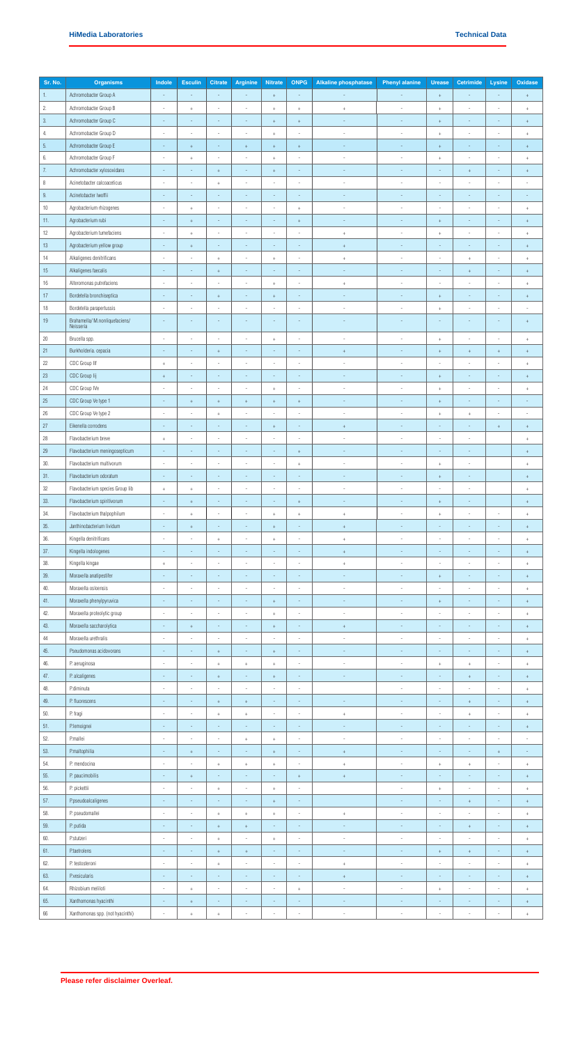| Sr. No. | Organisms | Indole | Esculin | Citrate | Arginine | Nitrate | ONPG | Alkaline phosphatase | Phenyl alanine | Urease | Cetrimide | Lysine | Oxidase |
|---|---|---|---|---|---|---|---|---|---|---|---|---|---|
| 1. | Achromobacter Group A | - | - | - | - | + | - | - | - | + | - | - | + |
| 2. | Achromobacter Group B | - | + | - | - | + | + | + | - | + | - | - | + |
| 3. | Achromobacter Group C | - | - | - | - | + | + | - | - | + | - | - | + |
| 4. | Achromobacter Group D | - | - | - | - | + | - | - | - | + | - | - | + |
| 5. | Achromobacter Group E | - | + | - | + | + | + | - | - | + | - | - | + |
| 6. | Achromobacter Group F | - | + | - | - | + | - | - | - | + | - | - | + |
| 7. | Achromobacter xylosoxidans | - | - | + | - | + | - | - | - | - | + | - | + |
| 8 | Acinetobacter calcoaceticus | - | - | + | - | - | - | - | - | - | - | - | - |
| 9. | Acinetobacter lwoffii | - | - | - | - | - | - | - | - | - | - | - | - |
| 10 | Agrobacterium rhizogenes | - | + | - | - | - | + | - | - | - | - | - | + |
| 11. | Agrobacterium rubi | - | + | - | - | - | + | - | - | + | - | - | + |
| 12 | Agrobacterium tumefaciens | - | + | - | - | - | - | + | - | + | - | - | + |
| 13 | Agrobacterium yellow group | - | + | - | - | - | - | + | - | - | - | - | + |
| 14 | Alkaligenes denitrificans | - | - | + | - | + | - | + | - | - | + | - | + |
| 15 | Alkaligenes faecalis | - | - | + | - | - | - | - | - | - | + | - | + |
| 16 | Alteromonas putrefaciens | - | - | - | - | + | - | + | - | - | - | - | + |
| 17 | Bordetella bronchiseptica | - | - | + | - | + | - | - | - | + | - | - | + |
| 18 | Bordetella parapertussis | - | - | - | - | - | - | - | - | + | - | - | - |
| 19 | Brahamella/ M.nonliquefaciens/ Neisseria | - | - | - | - | - | - | - | - | - | - | - | + |
| 20 | Brucella spp. | - | - | - | - | + | - | - | - | + | - | - | + |
| 21 | Burkholderia. cepacia | - | - | + | - | - | - | + | - | + | + | + | + |
| 22 | CDC Group IIf | + | - | - | - | - | - | - | - | - | - | - | + |
| 23 | CDC Group IIj | + | - | - | - | - | - | - | - | + | - | - | + |
| 24 | CDC Group IVe | - | - | - | - | + | - | - | - | + | - | - | + |
| 25 | CDC Group Ve type 1 | - | + | + | + | + | + | - | - | + | - | - | - |
| 26 | CDC Group Ve type 2 | - | - | + | - | - | - | - | - | + | + | - | - |
| 27 | Eikenella corrodens | - | - | - | - | + | - | + | - | - | - | + | + |
| 28 | Flavobacterium breve | + | - | - | - | - | - | - | - | - | - | - | + |
| 29 | Flavobacterium meningosepticum | - | - | - | - | - | + | - | - | - | - | - | + |
| 30. | Flavobacterium multivorum | - | - | - | - | - | + | - | - | + | - | | + |
| 31. | Flavobacterium odoratum | - | - | - | - | - | - | - | - | + | - | | + |
| 32 | Flavobacterium species Group IIb | + | + | - | - | - | - | - | - | - | - | | + |
| 33. | Flavobacterium spiritivorum | - | + | - | - | - | + | - | - | + | - | | + |
| 34. | Flavobacterium thalpophilum | - | + | - | - | + | + | + | - | + | - | - | + |
| 35. | Janthinobacterium lividum | - | + | - | - | + | - | + | - | - | - | - | + |
| 36. | Kingella denitrificans | - | - | + | - | + | - | + | - | - | - | - | + |
| 37. | Kingella indologenes | - | - | - | - | - | - | + | - | - | - | - | + |
| 38. | Kingella kingae | + | - | - | - | - | - | + | - | - | - | - | + |
| 39. | Moraxella anatipestifer | - | - | - | - | - | - | - | - | + | - | - | + |
| 40. | Moraxella osloensis | - | - | - | - | - | - | - | - | - | - | - | + |
| 41. | Moraxella phenylpyruvica | - | - | - | - | + | - | - | - | + | - | - | + |
| 42. | Moraxella proteolytic group | - | - | - | - | + | - | - | - | - | - | - | + |
| 43. | Moraxella saccharolytica | - | + | - | - | + | - | + | - | - | - | - | + |
| 44 | Moraxella urethralis | - | - | - | - | - | - | - | - | - | - | - | + |
| 45. | Pseudomonas acidovorans | - | - | + | - | + | - | - | - | - | - | - | + |
| 46. | P. aeruginosa | - | - | + | + | + | - | - | - | + | + | - | + |
| 47. | P. alcaligenes | - | - | + | - | + | - | - | - | - | + | - | + |
| 48. | P.diminuta | - | - | - | - | - | - | | - | - | - | - | + |
| 49. | P. fluorescens | - | - | + | + | - | - | - | - | - | + | - | + |
| 50. | P. fragi | - | - | + | + | - | - | + | - | - | + | - | + |
| 51. | P.lemoignei | - | - | - | - | - | - | - | - | - | - | - | + |
| 52. | P.mallei | - | - | - | + | + | - | - | - | - | - | - | - |
| 53. | P.maltophilia | - | + | - | - | + | - | + | - | - | - | + | - |
| 54. | P. mendocina | - | - | + | + | + | - | + | - | + | + | - | + |
| 55. | P. paucimobilis | - | + | - | - | - | + | + | - | - | - | - | + |
| 56. | P. pickettii | - | - | + | - | + | - | - | - | + | - | - | + |
| 57. | P.pseudoalcaligenes | - | - | - | - | + | - | - | - | - | + | - | + |
| 58. | P. pseudomallei | - | - | + | + | + | - | + | - | - | - | - | + |
| 59. | P. putida | - | - | + | + | - | - | - | - | - | + | - | + |
| 60. | P.stutzeri | - | - | + | - | + | - | - | - | - | - | - | + |
| 61. | P.taetrolens | - | - | + | + | - | - | - | - | + | + | - | + |
| 62. | P. testosteroni | - | - | + | - | - | - | + | - | - | - | - | + |
| 63. | P.vesicularis | - | - | - | - | - | - | + | - | - | - | - | + |
| 64. | Rhizobium meliloti | - | + | - | - | - | + | - | - | + | - | - | + |
| 65. | Xanthomonas hyacinthi | - | + | - | - | - | - | - | - | - | - | - | + |
| 66 | Xanthomonas spp. (not hyacinthi) | - | + | + | - | - | - | - | - | - | - | - | + |

**Please refer disclaimer Overleaf.**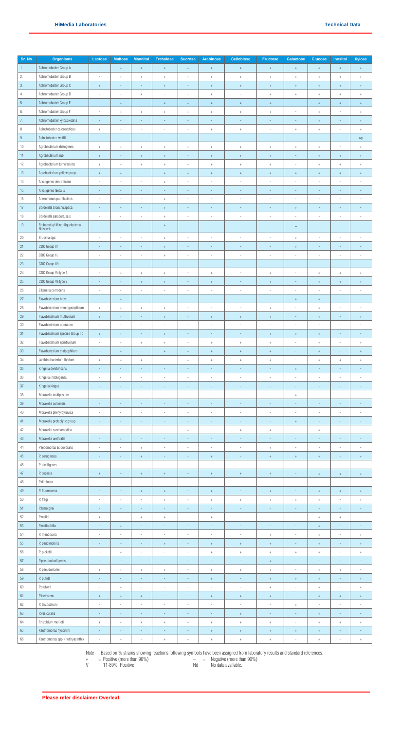| Sr. No. | Organisms | Lactose | Maltose | Mannitol | Trehalose | Sucrose | Arabinose | Cellobiose | Fructose | Galactose | Glucose | Inositol | Xylose |
|---|---|---|---|---|---|---|---|---|---|---|---|---|---|
| 1. | Achromobacter Group A | - | + | + | + | + | + | + | + | + | + | + | + |
| 2. | Achromobacter Group B | - | + | + | + | + | + | + | + | + | + | + | + |
| 3. | Achromobacter Group C | + | + | - | + | + | + | + | + | + | + | + | + |
| 4. | Achromobacter Group D | - | - | + | - | - | + | - | + | + | + | + | + |
| 5. | Achromobacter Group E | - | + | - | + | + | + | + | + | - | + | + | + |
| 6. | Achromobacter Group F | - | + | + | + | + | + | + | + | - | + | - | + |
| 7. | Achromobacter xylosoxidans | - | - | - | - | - | - | - | - | - | + | - | + |
| 8 | Acinetobacter calcoaceticus | + | - | - | - | - | + | + | - | + | + | - | + |
| 9. | Acinetobacter lwoffii | - | - | - | - | - | - | - | - | - | - | - | wp |
| 10 | Agrobacterium rhizogenes | + | + | + | + | + | + | + | + | + | + | - | + |
| 11. | Agrobacterium rubi | + | + | + | + | + | + | + | + | - | + | + | + |
| 12 | Agrobacterium tumefaciens | + | + | + | + | + | + | + | + | - | + | + | + |
| 13 | Agrobacterium yellow group | + | + | - | + | + | + | + | + | + | + | + | + |
| 14 | Alkaligenes denitrificans | - | - | - | + | - | - | - | - | - | - | - | - |
| 15 | Alkaligenes faecalis | - | - | - | - | - | - | - | - | - | - | - | - |
| 16 | Alteromonas putrefaciens | - | - | - | + | - | - | - | - | - | - | - | - |
| 17 | Bordetella bronchiseptica | - | - | - | + | - | - | - | - | + | - | - | - |
| 18 | Bordetella parapertussis | - | - | - | + | - | - | - | - | - | - | - | - |
| 19 | Brahamella/ M.nonliquefaciens/ Neisseria | - | - | - | + | - | - | - | - | – | - | - | - |
| 20 | Brucella spp. | - | - | - | + | - | - | - | - | + | - | - | - |
| 21 | CDC Group IIf | - | - | - | + | - | - | - | - | + | - | - | - |
| 22 | CDC Group Iij | - | - | - | + | - | - | - | - | - | - | - | - |
| 23 | CDC Group IVe | - | - | - | - | - | - | - | - | - | - | - | - |
| 24 | CDC Group Ve type 1 | - | + | + | + | - | + | - | + | - | + | + | + |
| 25 | CDC Group Ve type 2 | - | + | + | + | - | + | - | + | - | + | + | + |
| 26 | Eikenella corrodens | - | - | - | - | - | - | - | - | - | - | - | - |
| 27 | Flavobacterium breve | - | + | - | - | - | - | - | - | + | + | - | - |
| 28 | Flavobacterium meningosepticum | + | + | + | + | - | - | - | + | - | + | - | - |
| 29 | Flavobacterium multivorum | + | + | - | + | + | + | + | + | - | + | - | + |
| 30. | Flavobacterium odoratum | - | - | - | - | - | - | - | - | - | - | - | - |
| 31. | Flavobacterium species Group IIb | + | + | - | + | - | - | - | + | + | + | - | - |
| 32 | Flavobacterium spiritivorum | - | + | + | + | + | + | + | + | - | + | - | + |
| 33. | Flavobacterium thalpophilum | - | + | - | + | + | + | + | + | - | + | - | + |
| 34. | Janthinobacterium lividum | + | + | + | - | + | + | + | + | - | + | + | + |
| 35. | Kingella denitrificans | - | - | - | - | - | - | - | - | + | - | - | - |
| 36. | Kingella indologenes | - | - | - | - | - | - | - | - | - | - | - | - |
| 37. | Kingella kingae | - | - | - | - | - | - | - | - | - | - | - | - |
| 38. | Moraxella analipestifer | - | - | - | - | - | - | - | - | + | - | - | - |
| 39. | Moraxella osloensis | - | - | - | - | - | - | - | - | - | - | - | - |
| 40. | Moraxella phenylpyruvica | - | - | - | - | - | - | - | - | - | - | - | - |
| 41. | Moraxella proteolytic group | - | - | - | - | - | - | - | - | + | - | - | - |
| 42. | Moraxella saccharolytica | - | - | - | - | + | - | + | + | - | + | - | - |
| 43. | Moraxella urethralis | - | + | - | - | - | - | - | - | - | - | - | - |
| 44 | Pseudomonas acidovorans | - | - | + | - | - | - | - | + | - | - | - | - |
| 45. | P. aeruginosa | - | - | + | - | - | + | - | + | + | + | - | + |
| 46. | P. alcaligenes | - | - | - | - | - | - | - | - | - | - | - | - |
| 47. | P. cepacia | + | + | + | + | + | + | + | + | - | + | + | + |
| 48. | P.diminuta | - | - | - | - | - | - | - | - | - | - | - | - |
| 49. | P. fluorescens | - | - | + | + | - | + | - | + | - | + | + | + |
| 50. | P. fragi | - | + | - | + | + | + | + | + | + | + | - | + |
| 51. | P.lemoignei | - | - | - | - | - | - | - | - | - | - | - | - |
| 52. | P.mallei | + | - | + | + | - | + | - | - | - | + | + | - |
| 53. | P.maltophilia | - | + | - | - | - | - | - | - | - | + | - | - |
| 54. | P. mendocina | - | - | - | - | - | - | - | + | - | + | - | + |
| 55. | P. paucimobilis | - | + | - | + | + | + | + | + | - | + | - | + |
| 56. | P. pickettii | - | + | - | - | - | + | + | + | + | + | - | + |
| 57. | P.pseudoalcaligenes | - | - | - | - | - | - | - | + | - | - | - | - |
| 58. | P. pseudomallei | + | + | + | + | - | + | + | + | - | + | + | - |
| 59. | P. putida | - | - | - | - | - | + | - | + | + | + | - | + |
| 60. | P.stutzeri | - | + | - | - | - | - | - | + | - | + | - | + |
| 61. | P.taetrolens | + | + | + | - | - | + | + | + | - | + | + | + |
| 62. | P. testosteroni | - | - | - | - | - | - | - | - | + | - | - | - |
| 63. | P.vesicularis | - | + | - | - | - | - | + | - | - | + | - | - |
| 64. | Rhizobium meliloti | + | + | + | + | + | + | + | + | - | + | + | + |
| 65. | Xanthomonas hyacinthi | - | + | - | - | - | + | + | + | + | + | - | - |
| 66 | Xanthomonas spp. (not hyacinthi) | - | + | - | + | + | + | + | + | - | + | - | + |

Note : Based on % strains showing reactions following symbols have been assigned from laboratory results and standard references.

\+ = Positive (more than 90%) – = Negative (more than 90%)

V = 11-89% Positive Nd = No data available.

**Please refer disclaimer Overleaf.**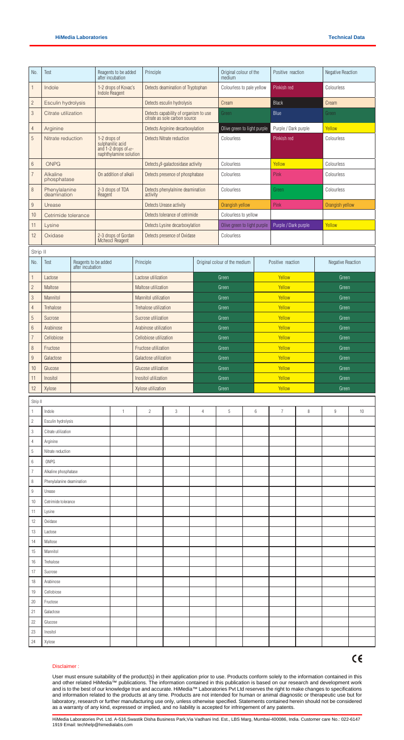| No. | Test | Reagents to be added after incubation | Principle | Original colour of the medium | Positive reaction | Negative Reaction |
|---|---|---|---|---|---|---|
| 1 | Indole | 1-2 drops of Kovac's Indole Reagent | Detects deamination of Tryptophan | Colourless to pale yellow | Pinkish red | Colourless |
| 2 | Esculin hydrolysis | | Detects esculin hydrolysis | Cream | Black | Cream |
| 3 | Citrate utilization | | Detects capability of organism to use citrate as sole carbon source | Green | Blue | Green |
| 4 | Arginine | | Detects Arginine decarboxylation | Olive green to light purple | Purple / Dark purple | Yellow |
| 5 | Nitrate reduction | 1-2 drops of sulphanilic acid and 1-2 drops of $\alpha$-naphthylamine solution | Detects Nitrate reduction | Colourless | Pinkish red | Colourless |
| 6 | ONPG | | Detects $\beta$-galactosidase activity | Colourless | Yellow | Colourless |
| 7 | Alkaline phosphatase | On addition of alkali | Detects presence of phosphatase | Colourless | Pink | Colourless |
| 8 | Phenylalanine deamination | 2-3 drops of TDA Reagent | Detects phenylalnine deamination activity | Colourless | Green | Colourless |
| 9 | Urease | | Detects Urease activity | Orangish yellow | Pink | Orangish yellow |
| 10 | Cetrimide tolerance | | Detects tolerance of cetrimide | Colourless to yellow | | |
| 11 | Lysine | | Detects Lysine decarboxylation | Olive green to light purple | Purple / Dark purple | Yellow |
| 12 | Oxidase | 2-3 drops of Gordan Mcheocl Reagent | Detects presence of Oxidase | Colourless | | |

Strip II

| No. | Test | Reagents to be added after incubation | Principle | Original colour of the medium | Positive reaction | Negative Reaction |
|---|---|---|---|---|---|---|
| 1 | Lactose | | Lactose utilization | Green | Yellow | Green |
| 2 | Maltose | | Maltose utilization | Green | Yellow | Green |
| 3 | Mannitol | | Mannitol utilization | Green | Yellow | Green |
| 4 | Trehalose | | Trehalose utilization | Green | Yellow | Green |
| 5 | Sucrose | | Sucrose utilization | Green | Yellow | Green |
| 6 | Arabinose | | Arabinose utilization | Green | Yellow | Green |
| 7 | Cellobiose | | Cellobiose utilization | Green | Yellow | Green |
| 8 | Fructose | | Fructose utilization | Green | Yellow | Green |
| 9 | Galactose | | Galactose utilization | Green | Yellow | Green |
| 10 | Glucose | | Glucose utilization | Green | Yellow | Green |
| 11 | Inositol | | Inositol utilization | Green | Yellow | Green |
| 12 | Xylose | | Xylose utilization | Green | Yellow | Green |

Strip II

| | | 1 | 2 | 3 | 4 | 5 | 6 | 7 | 8 | 9 | 10 |
|---|---|---|---|---|---|---|---|---|---|---|---|
| 1 | Indole | | | | | | | | | | |
| 2 | Esculin hydrolysis | | | | | | | | | | |
| 3 | Citrate utilization | | | | | | | | | | |
| 4 | Arginine | | | | | | | | | | |
| 5 | Nitrate reduction | | | | | | | | | | |
| 6 | ONPG | | | | | | | | | | |
| 7 | Alkaline phosphatase | | | | | | | | | | |
| 8 | Phenylalanine deamination | | | | | | | | | | |
| 9 | Urease | | | | | | | | | | |
| 10 | Cetrimide tolerance | | | | | | | | | | |
| 11 | Lysine | | | | | | | | | | |
| 12 | Oxidase | | | | | | | | | | |
| 13 | Lactose | | | | | | | | | | |
| 14 | Maltose | | | | | | | | | | |
| 15 | Mannitol | | | | | | | | | | |
| 16 | Trehalose | | | | | | | | | | |
| 17 | Sucrose | | | | | | | | | | |
| 18 | Arabinose | | | | | | | | | | |
| 19 | Cellobiose | | | | | | | | | | |
| 20 | Fructose | | | | | | | | | | |
| 21 | Galactose | | | | | | | | | | |
| 22 | Glucose | | | | | | | | | | |
| 23 | Inositol | | | | | | | | | | |
| 24 | Xylose | | | | | | | | | | |

CE

Disclaimer :

User must ensure suitability of the product(s) in their application prior to use. Products conform solely to the information contained in this and other related HiMedia™ publications. The information contained in this publication is based on our research and development work and is to the best of our knowledge true and accurate. HiMedia™ Laboratories Pvt Ltd reserves the right to make changes to specifications and information related to the products at any time. Products are not intended for human or animal diagnostic or therapeutic use but for laboratory, research or further manufacturing use only, unless otherwise specified. Statements contained herein should not be considered as a warranty of any kind, expressed or implied, and no liability is accepted for infringement of any patents.

HiMedia Laboratories Pvt. Ltd. A-516,Swastik Disha Business Park,Via Vadhani Ind. Est., LBS Marg, Mumbai-400086, India. Customer care No.: 022-6147 1919 Email: techhelp@himedialabs.com